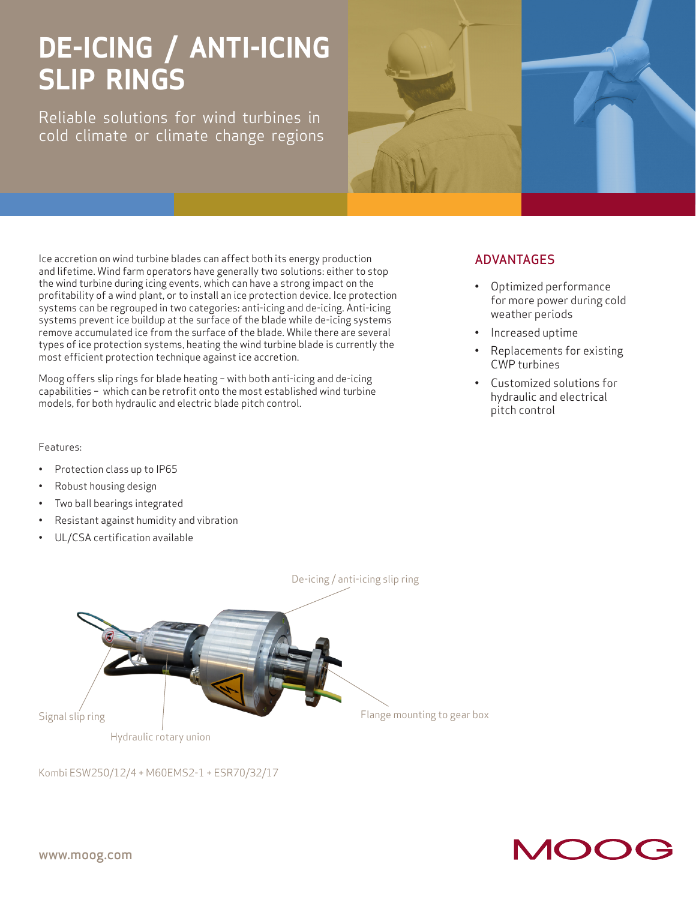# DE-ICING / ANTI-ICING SLIP RINGS

Reliable solutions for wind turbines in cold climate or climate change regions

Ice accretion on wind turbine blades can affect both its energy production and lifetime. Wind farm operators have generally two solutions: either to stop the wind turbine during icing events, which can have a strong impact on the profitability of a wind plant, or to install an ice protection device. Ice protection systems can be regrouped in two categories: anti-icing and de-icing. Anti-icing systems prevent ice buildup at the surface of the blade while de-icing systems remove accumulated ice from the surface of the blade. While there are several types of ice protection systems, heating the wind turbine blade is currently the most efficient protection technique against ice accretion.

Moog offers slip rings for blade heating – with both anti-icing and de-icing capabilities – which can be retrofit onto the most established wind turbine models, for both hydraulic and electric blade pitch control.

## ADVANTAGES

- Optimized performance for more power during cold weather periods
- Increased uptime
- Replacements for existing CWP turbines
- Customized solutions for hydraulic and electrical pitch control

Features:

- Protection class up to IP65
- Robust housing design
- Two ball bearings integrated
- Resistant against humidity and vibration
- UL/CSA certification available

De-icing / anti-icing slip ring

Signal slip ring

Hydraulic rotary union

Flange mounting to gear box

Kombi ESW250/12/4 + M60EMS2-1 + ESR70/32/17

www.moog.com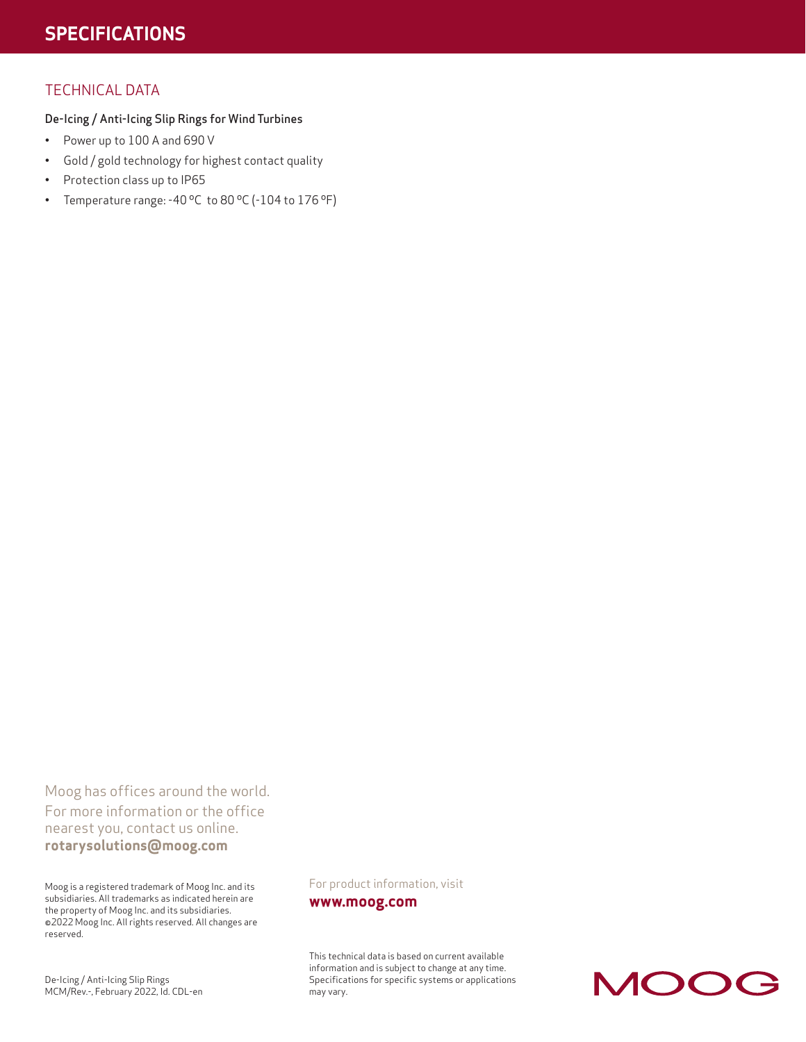# SPECIFICATIONS

## TECHNICAL DATA

### De-Icing / Anti-Icing Slip Rings for Wind Turbines

- Power up to 100 A and 690 V
- Gold / gold technology for highest contact quality
- Protection class up to IP65
- Temperature range: -40 ºC to 80 ºC (-104 to 176 ºF)

Moog has offices around the world. For more information or the office nearest you, contact us online.
**rotarysolutions@moog.com**

Moog is a registered trademark of Moog Inc. and its subsidiaries. All trademarks as indicated herein are the property of Moog Inc. and its subsidiaries. ©2022 Moog Inc. All rights reserved. All changes are reserved.

De-Icing / Anti-Icing Slip Rings
MCM/Rev.-, February 2022, Id. CDL-en

For product information, visit
**www.moog.com**

This technical data is based on current available information and is subject to change at any time. Specifications for specific systems or applications may vary.

MOOG